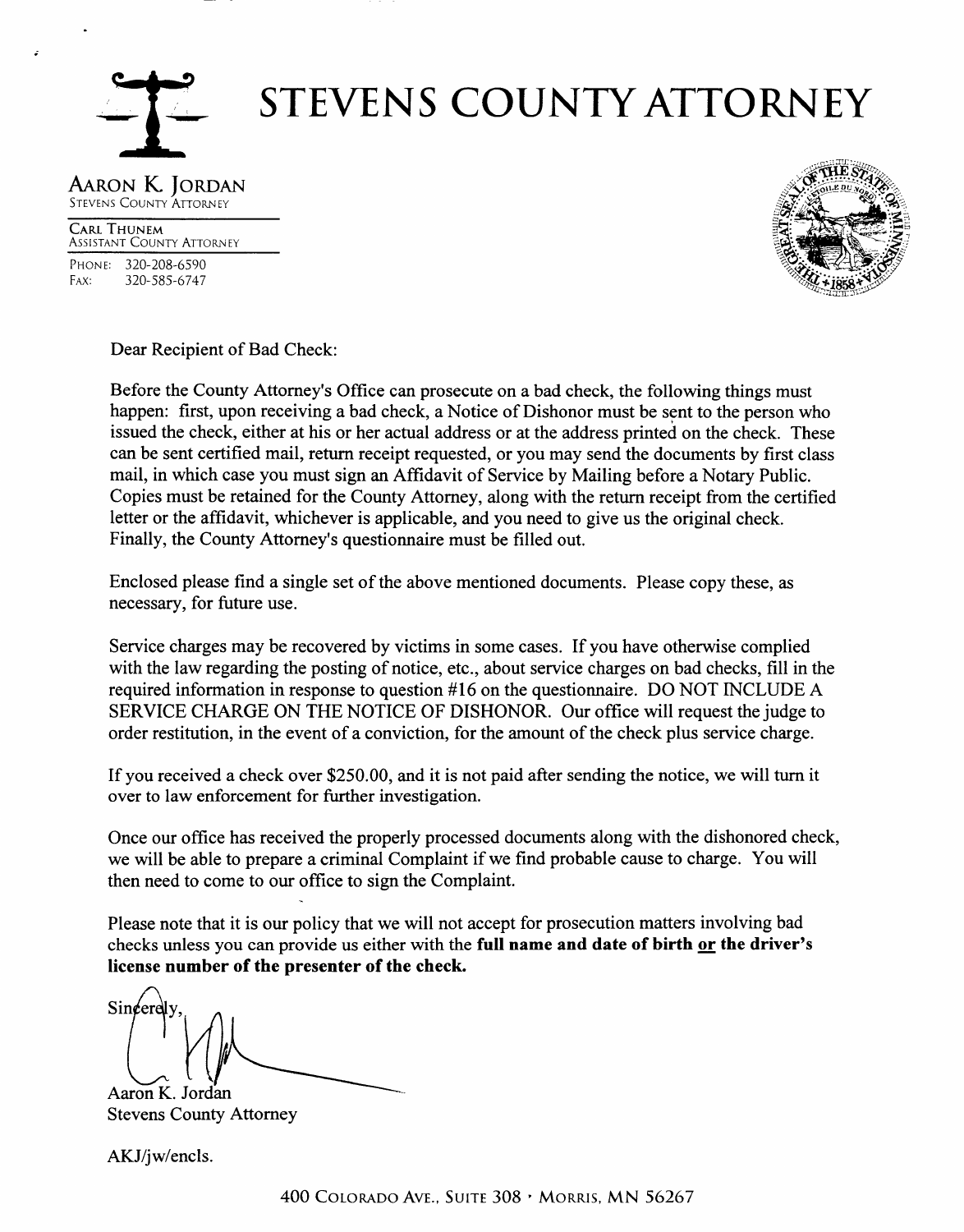# STEVENS COUNTY ATTORNEY

**AARON K. JORDAN**
STEVENS COUNTY ATTORNEY

CARL THUNEM
ASSISTANT COUNTY ATTORNEY

PHONE: 320-208-6590
FAX: 320-585-6747

Dear Recipient of Bad Check:

Before the County Attorney's Office can prosecute on a bad check, the following things must happen: first, upon receiving a bad check, a Notice of Dishonor must be sent to the person who issued the check, either at his or her actual address or at the address printed on the check. These can be sent certified mail, return receipt requested, or you may send the documents by first class mail, in which case you must sign an Affidavit of Service by Mailing before a Notary Public. Copies must be retained for the County Attorney, along with the return receipt from the certified letter or the affidavit, whichever is applicable, and you need to give us the original check. Finally, the County Attorney's questionnaire must be filled out.

Enclosed please find a single set of the above mentioned documents. Please copy these, as necessary, for future use.

Service charges may be recovered by victims in some cases. If you have otherwise complied with the law regarding the posting of notice, etc., about service charges on bad checks, fill in the required information in response to question #16 on the questionnaire. DO NOT INCLUDE A SERVICE CHARGE ON THE NOTICE OF DISHONOR. Our office will request the judge to order restitution, in the event of a conviction, for the amount of the check plus service charge.

If you received a check over $250.00, and it is not paid after sending the notice, we will turn it over to law enforcement for further investigation.

Once our office has received the properly processed documents along with the dishonored check, we will be able to prepare a criminal Complaint if we find probable cause to charge. You will then need to come to our office to sign the Complaint.

Please note that it is our policy that we will not accept for prosecution matters involving bad checks unless you can provide us either with the **full name and date of birth <u>or</u> the driver's license number of the presenter of the check.**

Sincerely,

Aaron K. Jordan
Stevens County Attorney

AKJ/jw/encls.

400 COLORADO AVE., SUITE 308 · MORRIS, MN 56267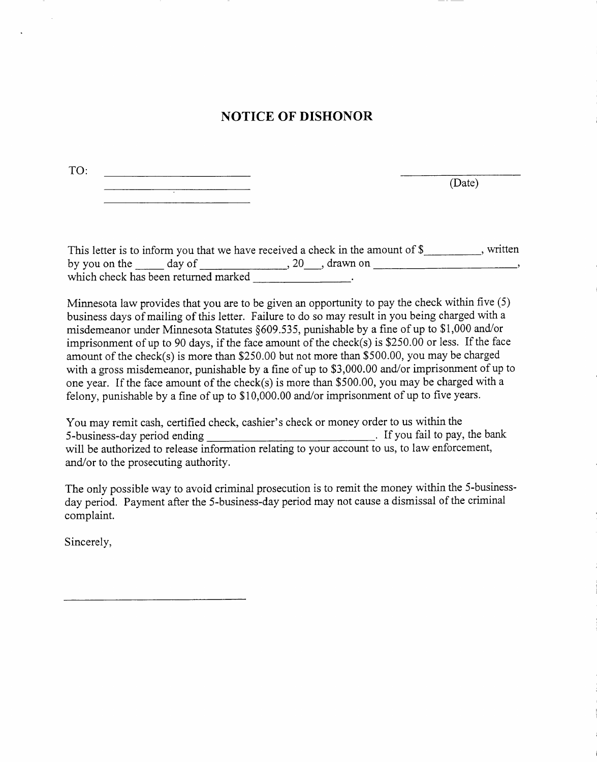# NOTICE OF DISHONOR

TO: \_\_\_\_\_\_\_\_\_\_\_\_\_\_\_\_\_\_\_\_\_\_\_\_\_\_\_\_
\_\_\_\_\_\_\_\_\_\_\_\_\_\_\_\_\_\_\_\_\_\_\_\_\_\_\_\_
\_\_\_\_\_\_\_\_\_\_\_\_\_\_\_\_\_\_\_\_\_\_\_\_\_\_\_\_

\_\_\_\_\_\_\_\_\_\_\_\_\_\_\_\_\_\_\_\_
(Date)

This letter is to inform you that we have received a check in the amount of $\_\_\_\_\_\_\_\_\_\_, written by you on the \_\_\_\_\_ day of \_\_\_\_\_\_\_\_\_\_\_\_\_\_\_, 20\_\_\_, drawn on \_\_\_\_\_\_\_\_\_\_\_\_\_\_\_\_\_\_\_\_\_\_\_\_\_\_, which check has been returned marked \_\_\_\_\_\_\_\_\_\_\_\_\_\_\_\_\_.

Minnesota law provides that you are to be given an opportunity to pay the check within five (5) business days of mailing of this letter. Failure to do so may result in you being charged with a misdemeanor under Minnesota Statutes §609.535, punishable by a fine of up to $1,000 and/or imprisonment of up to 90 days, if the face amount of the check(s) is $250.00 or less. If the face amount of the check(s) is more than $250.00 but not more than $500.00, you may be charged with a gross misdemeanor, punishable by a fine of up to $3,000.00 and/or imprisonment of up to one year. If the face amount of the check(s) is more than $500.00, you may be charged with a felony, punishable by a fine of up to $10,000.00 and/or imprisonment of up to five years.

You may remit cash, certified check, cashier's check or money order to us within the 5-business-day period ending \_\_\_\_\_\_\_\_\_\_\_\_\_\_\_\_\_\_\_\_\_\_\_\_\_\_\_\_\_. If you fail to pay, the bank will be authorized to release information relating to your account to us, to law enforcement, and/or to the prosecuting authority.

The only possible way to avoid criminal prosecution is to remit the money within the 5-business-day period. Payment after the 5-business-day period may not cause a dismissal of the criminal complaint.

Sincerely,

\_\_\_\_\_\_\_\_\_\_\_\_\_\_\_\_\_\_\_\_\_\_\_\_\_\_\_\_\_\_\_\_\_\_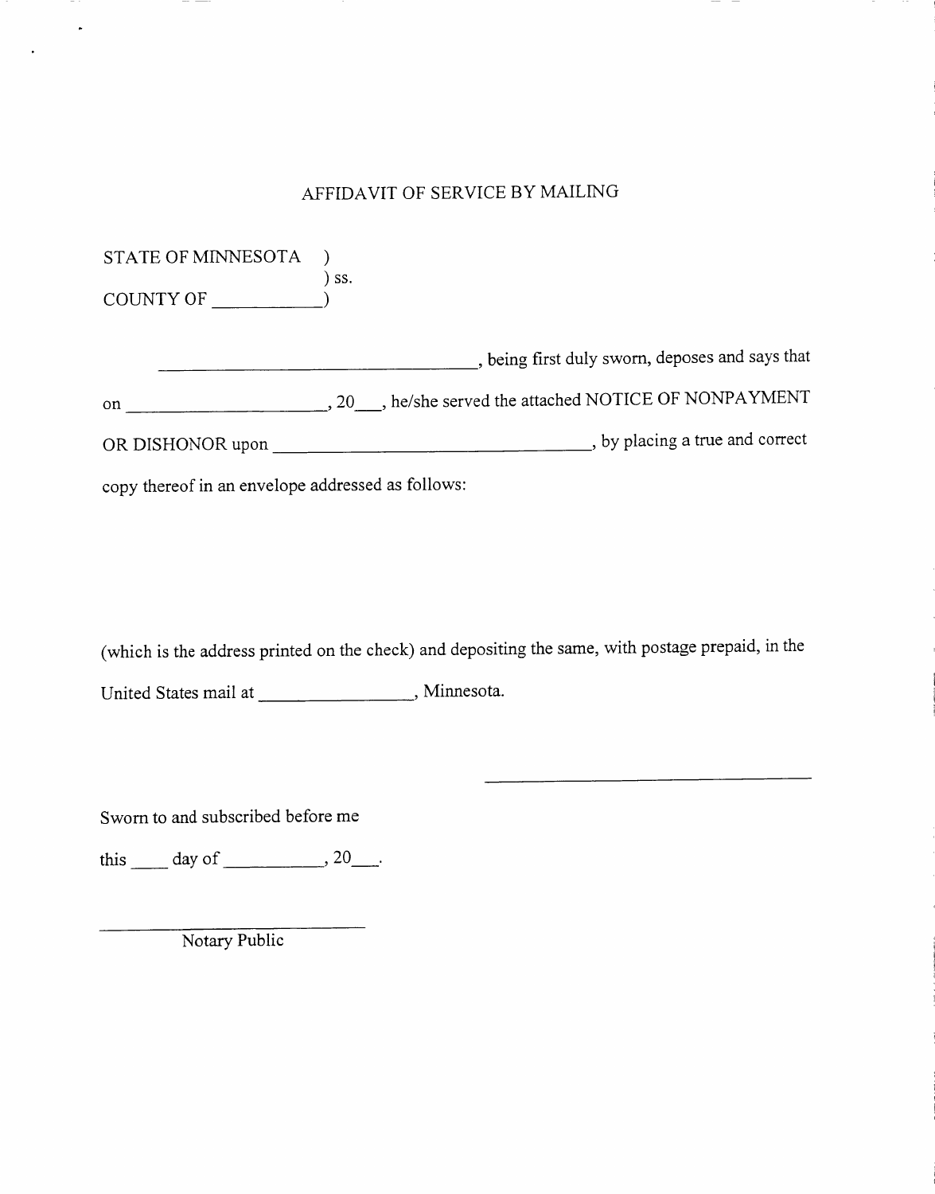# AFFIDAVIT OF SERVICE BY MAILING

STATE OF MINNESOTA )
) ss.
COUNTY OF ___________)

__________________________________, being first duly sworn, deposes and says that

on _____________________, 20___, he/she served the attached NOTICE OF NONPAYMENT

OR DISHONOR upon __________________________________, by placing a true and correct

copy thereof in an envelope addressed as follows:

(which is the address printed on the check) and depositing the same, with postage prepaid, in the

United States mail at ________________, Minnesota.

____________________________________

Sworn to and subscribed before me

this ____ day of __________, 20___.

______________________________
Notary Public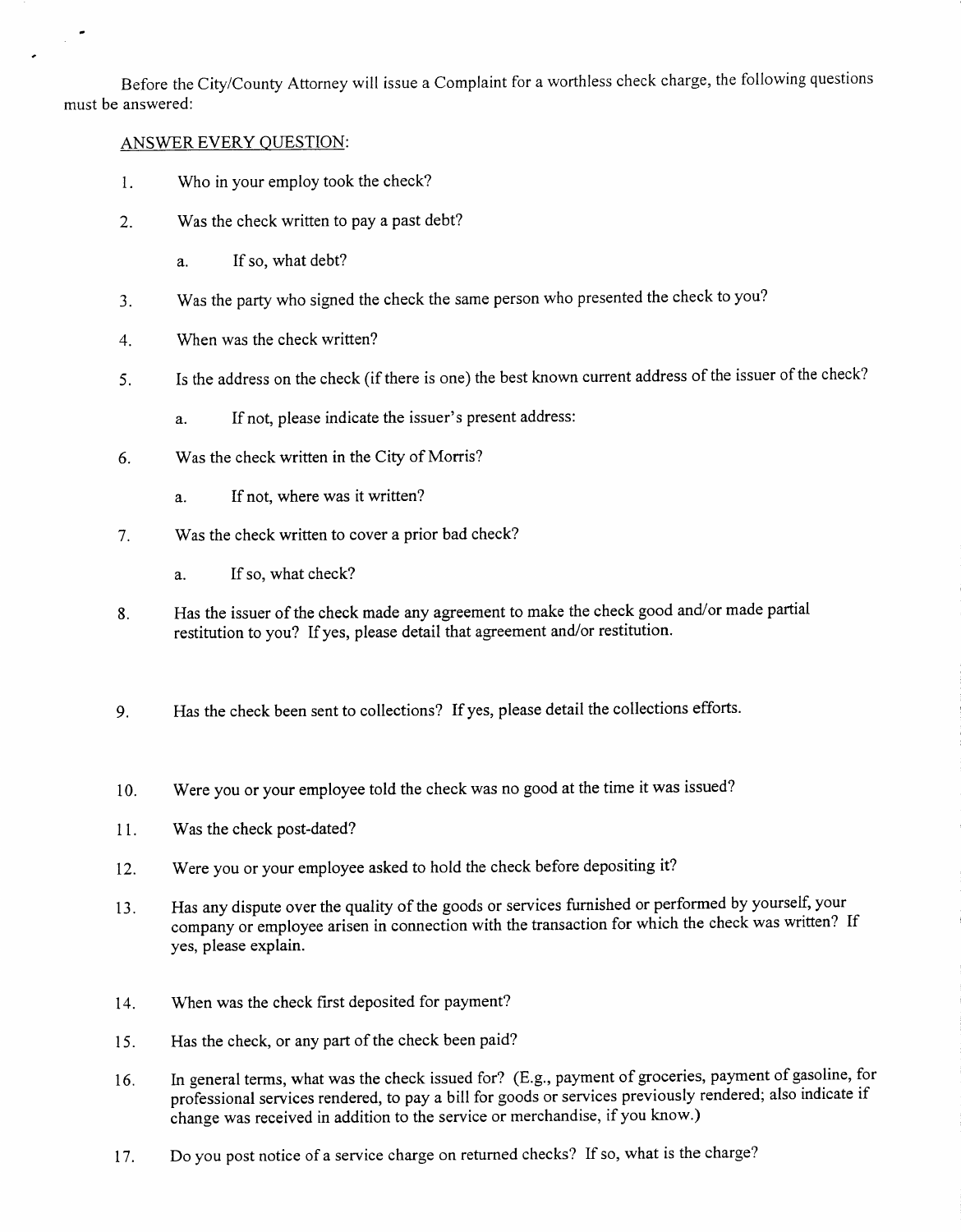Before the City/County Attorney will issue a Complaint for a worthless check charge, the following questions must be answered:

ANSWER EVERY QUESTION:

1. Who in your employ took the check?

2. Was the check written to pay a past debt?

   a. If so, what debt?

3. Was the party who signed the check the same person who presented the check to you?

4. When was the check written?

5. Is the address on the check (if there is one) the best known current address of the issuer of the check?

   a. If not, please indicate the issuer's present address:

6. Was the check written in the City of Morris?

   a. If not, where was it written?

7. Was the check written to cover a prior bad check?

   a. If so, what check?

8. Has the issuer of the check made any agreement to make the check good and/or made partial restitution to you? If yes, please detail that agreement and/or restitution.

9. Has the check been sent to collections? If yes, please detail the collections efforts.

10. Were you or your employee told the check was no good at the time it was issued?

11. Was the check post-dated?

12. Were you or your employee asked to hold the check before depositing it?

13. Has any dispute over the quality of the goods or services furnished or performed by yourself, your company or employee arisen in connection with the transaction for which the check was written? If yes, please explain.

14. When was the check first deposited for payment?

15. Has the check, or any part of the check been paid?

16. In general terms, what was the check issued for? (E.g., payment of groceries, payment of gasoline, for professional services rendered, to pay a bill for goods or services previously rendered; also indicate if change was received in addition to the service or merchandise, if you know.)

17. Do you post notice of a service charge on returned checks? If so, what is the charge?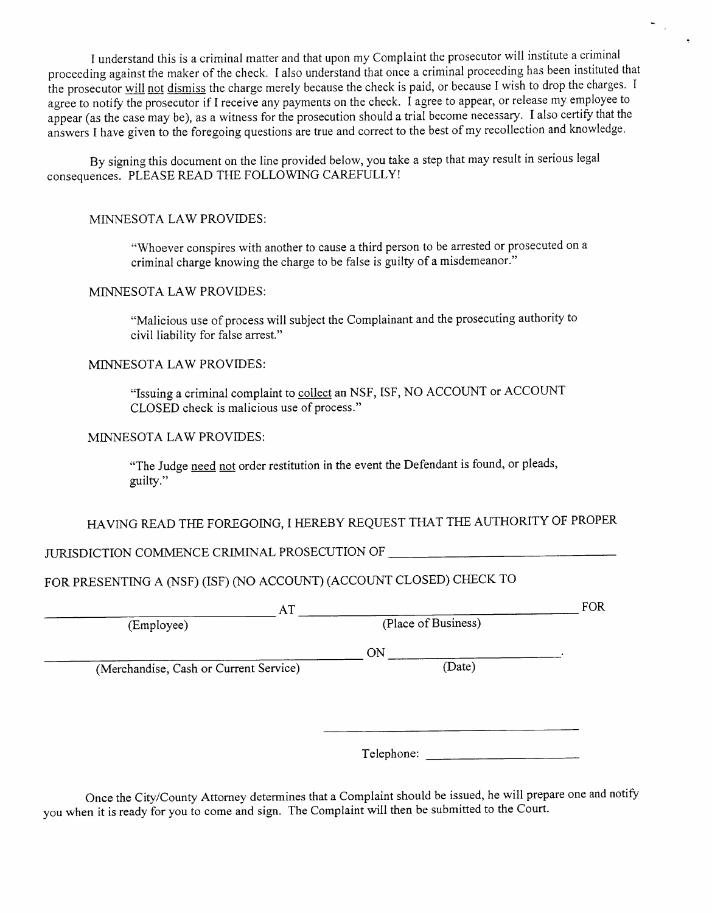I understand this is a criminal matter and that upon my Complaint the prosecutor will institute a criminal proceeding against the maker of the check. I also understand that once a criminal proceeding has been instituted that the prosecutor will not dismiss the charge merely because the check is paid, or because I wish to drop the charges. I agree to notify the prosecutor if I receive any payments on the check. I agree to appear, or release my employee to appear (as the case may be), as a witness for the prosecution should a trial become necessary. I also certify that the answers I have given to the foregoing questions are true and correct to the best of my recollection and knowledge.

By signing this document on the line provided below, you take a step that may result in serious legal consequences. PLEASE READ THE FOLLOWING CAREFULLY!

MINNESOTA LAW PROVIDES:

> "Whoever conspires with another to cause a third person to be arrested or prosecuted on a criminal charge knowing the charge to be false is guilty of a misdemeanor."

MINNESOTA LAW PROVIDES:

> "Malicious use of process will subject the Complainant and the prosecuting authority to civil liability for false arrest."

MINNESOTA LAW PROVIDES:

> "Issuing a criminal complaint to collect an NSF, ISF, NO ACCOUNT or ACCOUNT CLOSED check is malicious use of process."

MINNESOTA LAW PROVIDES:

> "The Judge need not order restitution in the event the Defendant is found, or pleads, guilty."

HAVING READ THE FOREGOING, I HEREBY REQUEST THAT THE AUTHORITY OF PROPER JURISDICTION COMMENCE CRIMINAL PROSECUTION OF ______________________________

FOR PRESENTING A (NSF) (ISF) (NO ACCOUNT) (ACCOUNT CLOSED) CHECK TO

______________________________ AT ______________________________ FOR
(Employee) (Place of Business)

______________________________ ON ______________________.
(Merchandise, Cash or Current Service) (Date)

______________________________

Telephone: ______________________

Once the City/County Attorney determines that a Complaint should be issued, he will prepare one and notify you when it is ready for you to come and sign. The Complaint will then be submitted to the Court.